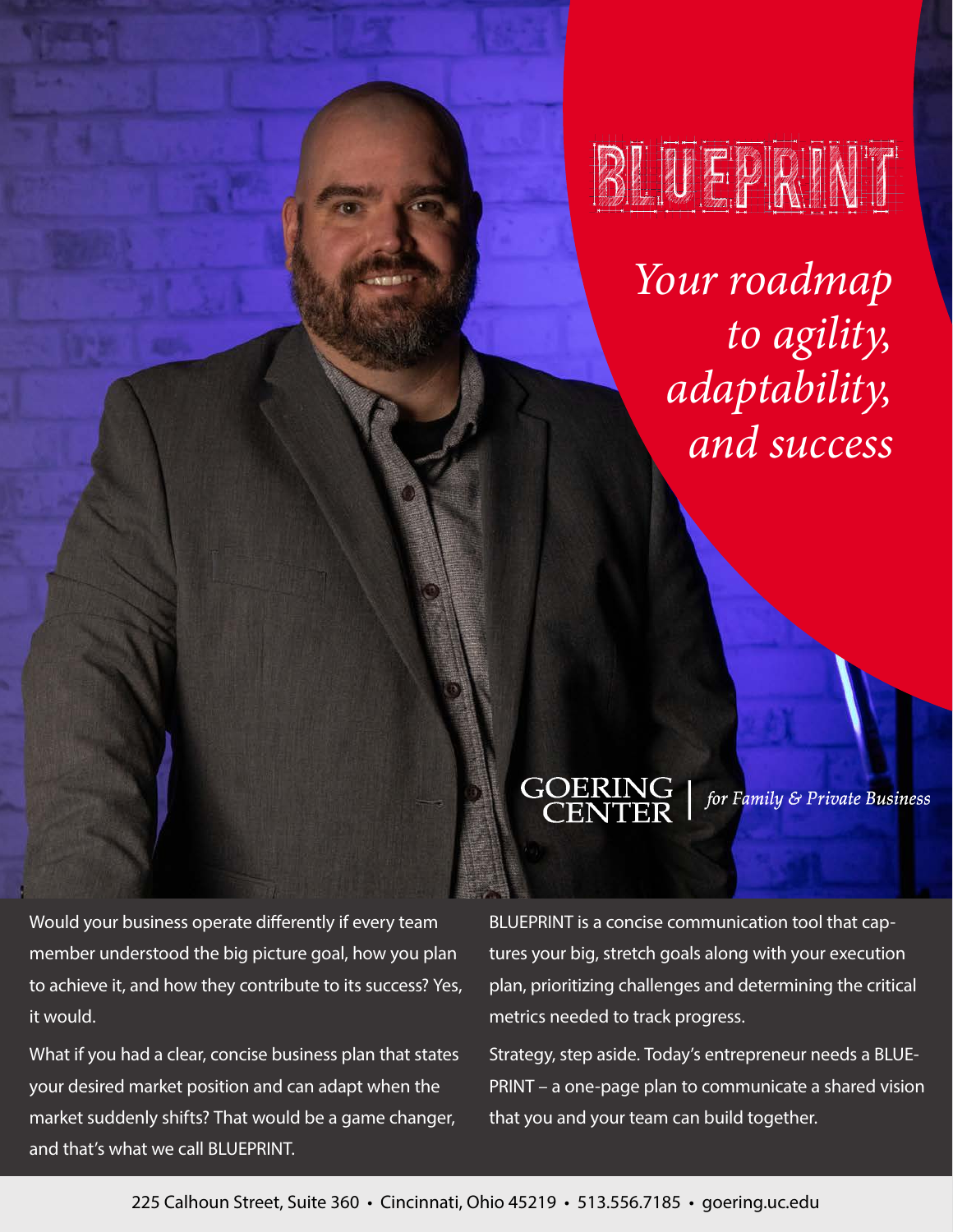# BLUEPRINT

*Your roadmap to agility, adaptability, and success*

GOERING CENTER | *for Family & Private Business*

Would your business operate differently if every team member understood the big picture goal, how you plan to achieve it, and how they contribute to its success? Yes, it would.

What if you had a clear, concise business plan that states your desired market position and can adapt when the market suddenly shifts? That would be a game changer, and that's what we call BLUEPRINT.

BLUEPRINT is a concise communication tool that captures your big, stretch goals along with your execution plan, prioritizing challenges and determining the critical metrics needed to track progress.

Strategy, step aside. Today's entrepreneur needs a BLUEPRINT – a one-page plan to communicate a shared vision that you and your team can build together.

225 Calhoun Street, Suite 360 • Cincinnati, Ohio 45219 • 513.556.7185 • goering.uc.edu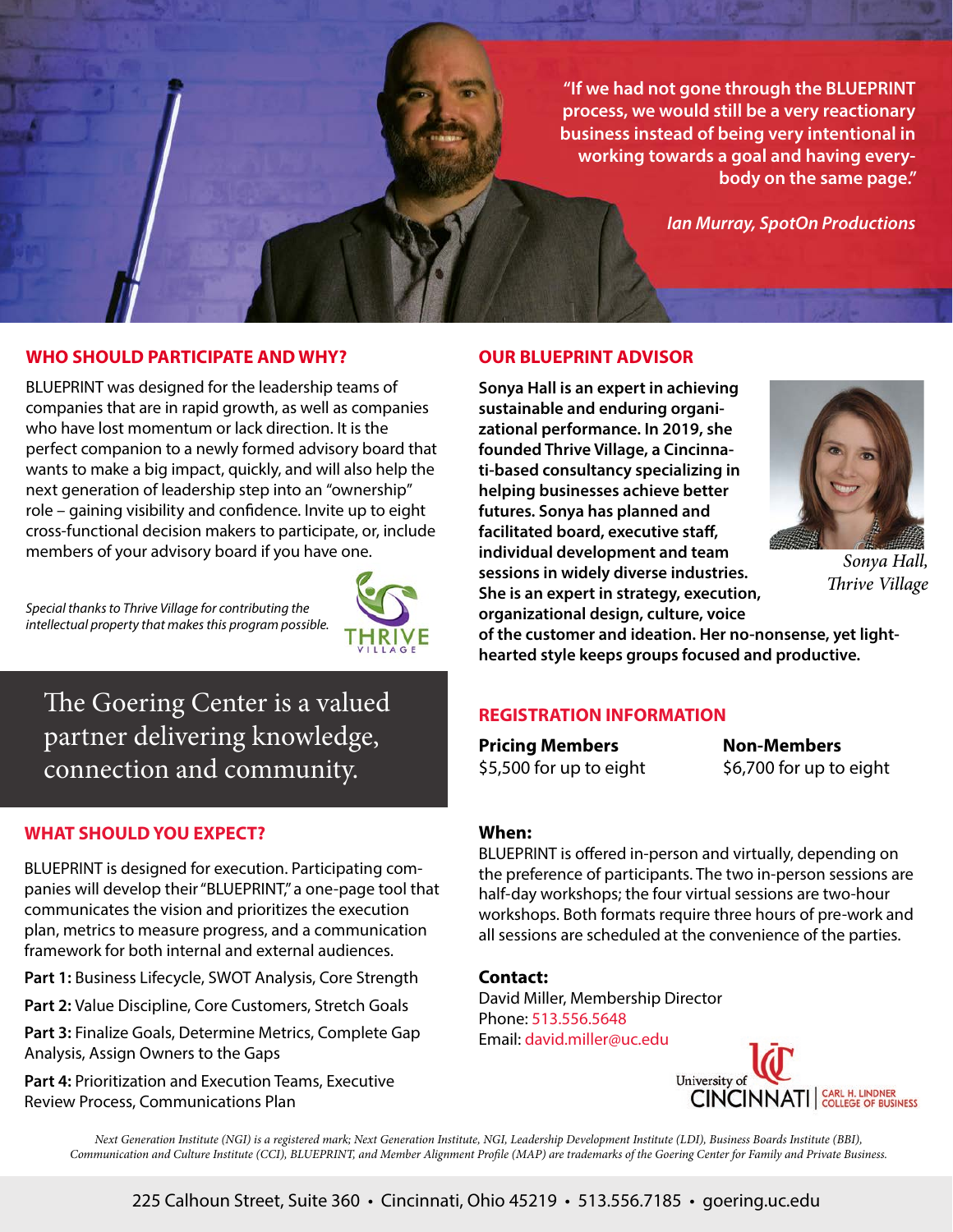> "If we had not gone through the BLUEPRINT process, we would still be a very reactionary business instead of being very intentional in working towards a goal and having everybody on the same page."
>
> *Ian Murray, SpotOn Productions*

## WHO SHOULD PARTICIPATE AND WHY?

BLUEPRINT was designed for the leadership teams of companies that are in rapid growth, as well as companies who have lost momentum or lack direction. It is the perfect companion to a newly formed advisory board that wants to make a big impact, quickly, and will also help the next generation of leadership step into an "ownership" role – gaining visibility and confidence. Invite up to eight cross-functional decision makers to participate, or, include members of your advisory board if you have one.

*Special thanks to Thrive Village for contributing the intellectual property that makes this program possible.*

THRIVE VILLAGE

The Goering Center is a valued partner delivering knowledge, connection and community.

## WHAT SHOULD YOU EXPECT?

BLUEPRINT is designed for execution. Participating companies will develop their "BLUEPRINT," a one-page tool that communicates the vision and prioritizes the execution plan, metrics to measure progress, and a communication framework for both internal and external audiences.

**Part 1:** Business Lifecycle, SWOT Analysis, Core Strength

**Part 2:** Value Discipline, Core Customers, Stretch Goals

**Part 3:** Finalize Goals, Determine Metrics, Complete Gap Analysis, Assign Owners to the Gaps

**Part 4:** Prioritization and Execution Teams, Executive Review Process, Communications Plan

## OUR BLUEPRINT ADVISOR

**Sonya Hall is an expert in achieving sustainable and enduring organizational performance. In 2019, she founded Thrive Village, a Cincinnati-based consultancy specializing in helping businesses achieve better futures. Sonya has planned and facilitated board, executive staff, individual development and team sessions in widely diverse industries. She is an expert in strategy, execution, organizational design, culture, voice of the customer and ideation. Her no-nonsense, yet lighthearted style keeps groups focused and productive.**

*Sonya Hall, Thrive Village*

## REGISTRATION INFORMATION

**Pricing Members**
$5,500 for up to eight

**Non-Members**
$6,700 for up to eight

**When:**
BLUEPRINT is offered in-person and virtually, depending on the preference of participants. The two in-person sessions are half-day workshops; the four virtual sessions are two-hour workshops. Both formats require three hours of pre-work and all sessions are scheduled at the convenience of the parties.

**Contact:**
David Miller, Membership Director
Phone: 513.556.5648
Email: david.miller@uc.edu

University of CINCINNATI | CARL H. LINDNER COLLEGE OF BUSINESS

*Next Generation Institute (NGI) is a registered mark; Next Generation Institute, NGI, Leadership Development Institute (LDI), Business Boards Institute (BBI), Communication and Culture Institute (CCI), BLUEPRINT, and Member Alignment Profile (MAP) are trademarks of the Goering Center for Family and Private Business.*

225 Calhoun Street, Suite 360 • Cincinnati, Ohio 45219 • 513.556.7185 • goering.uc.edu